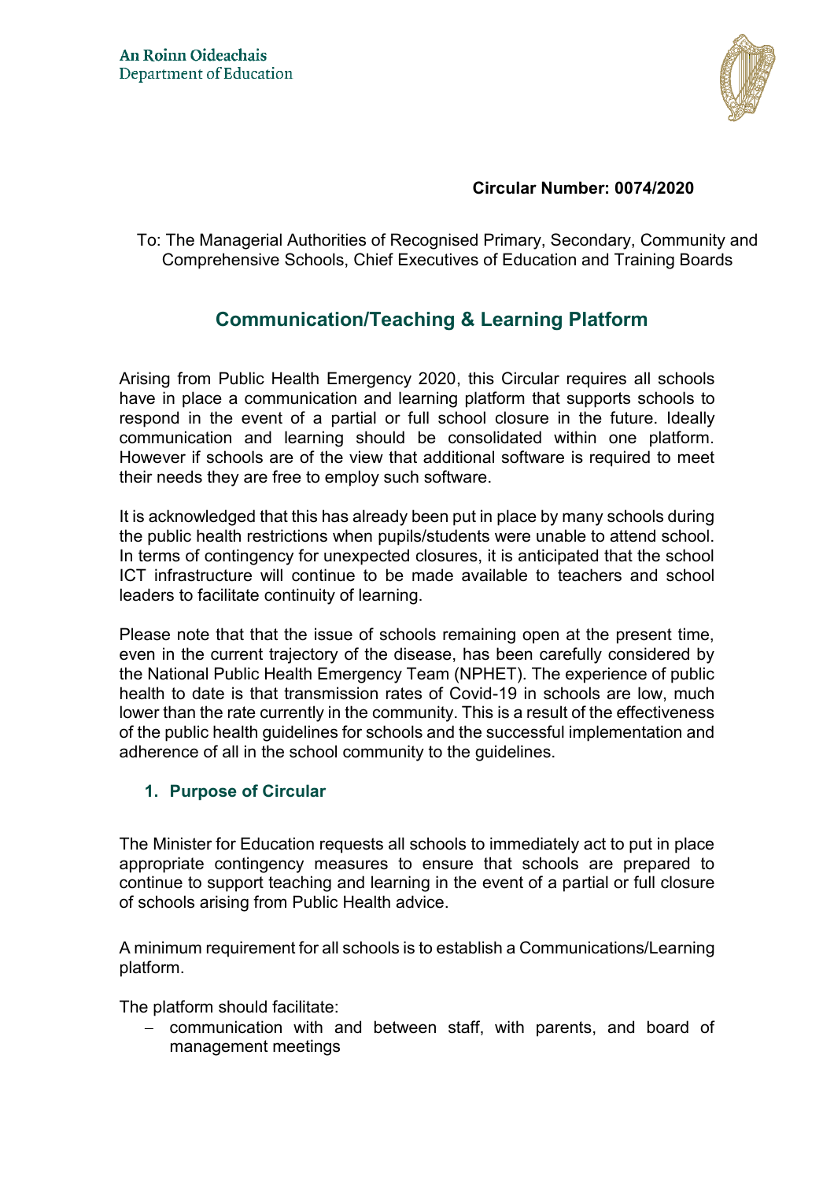An Roinn Oideachais
Department of Education

**Circular Number: 0074/2020**

To: The Managerial Authorities of Recognised Primary, Secondary, Community and Comprehensive Schools, Chief Executives of Education and Training Boards

# Communication/Teaching & Learning Platform

Arising from Public Health Emergency 2020, this Circular requires all schools have in place a communication and learning platform that supports schools to respond in the event of a partial or full school closure in the future. Ideally communication and learning should be consolidated within one platform. However if schools are of the view that additional software is required to meet their needs they are free to employ such software.

It is acknowledged that this has already been put in place by many schools during the public health restrictions when pupils/students were unable to attend school. In terms of contingency for unexpected closures, it is anticipated that the school ICT infrastructure will continue to be made available to teachers and school leaders to facilitate continuity of learning.

Please note that that the issue of schools remaining open at the present time, even in the current trajectory of the disease, has been carefully considered by the National Public Health Emergency Team (NPHET). The experience of public health to date is that transmission rates of Covid-19 in schools are low, much lower than the rate currently in the community. This is a result of the effectiveness of the public health guidelines for schools and the successful implementation and adherence of all in the school community to the guidelines.

## 1. Purpose of Circular

The Minister for Education requests all schools to immediately act to put in place appropriate contingency measures to ensure that schools are prepared to continue to support teaching and learning in the event of a partial or full closure of schools arising from Public Health advice.

A minimum requirement for all schools is to establish a Communications/Learning platform.

The platform should facilitate:

- communication with and between staff, with parents, and board of management meetings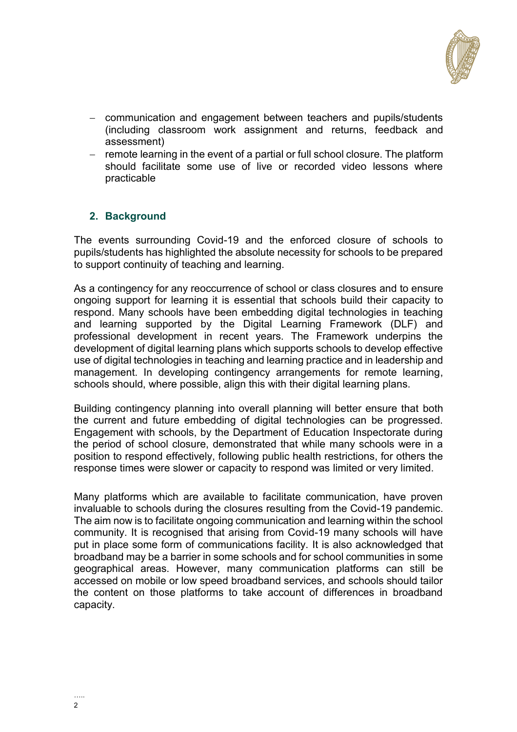- communication and engagement between teachers and pupils/students (including classroom work assignment and returns, feedback and assessment)
- remote learning in the event of a partial or full school closure. The platform should facilitate some use of live or recorded video lessons where practicable

## 2. Background

The events surrounding Covid-19 and the enforced closure of schools to pupils/students has highlighted the absolute necessity for schools to be prepared to support continuity of teaching and learning.

As a contingency for any reoccurrence of school or class closures and to ensure ongoing support for learning it is essential that schools build their capacity to respond. Many schools have been embedding digital technologies in teaching and learning supported by the Digital Learning Framework (DLF) and professional development in recent years. The Framework underpins the development of digital learning plans which supports schools to develop effective use of digital technologies in teaching and learning practice and in leadership and management. In developing contingency arrangements for remote learning, schools should, where possible, align this with their digital learning plans.

Building contingency planning into overall planning will better ensure that both the current and future embedding of digital technologies can be progressed. Engagement with schools, by the Department of Education Inspectorate during the period of school closure, demonstrated that while many schools were in a position to respond effectively, following public health restrictions, for others the response times were slower or capacity to respond was limited or very limited.

Many platforms which are available to facilitate communication, have proven invaluable to schools during the closures resulting from the Covid-19 pandemic. The aim now is to facilitate ongoing communication and learning within the school community. It is recognised that arising from Covid-19 many schools will have put in place some form of communications facility. It is also acknowledged that broadband may be a barrier in some schools and for school communities in some geographical areas. However, many communication platforms can still be accessed on mobile or low speed broadband services, and schools should tailor the content on those platforms to take account of differences in broadband capacity.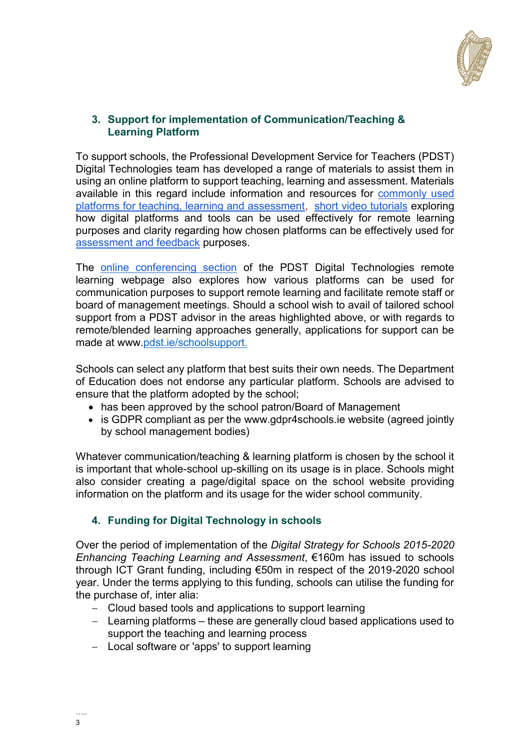## 3. Support for implementation of Communication/Teaching & Learning Platform

To support schools, the Professional Development Service for Teachers (PDST) Digital Technologies team has developed a range of materials to assist them in using an online platform to support teaching, learning and assessment. Materials available in this regard include information and resources for commonly used platforms for teaching, learning and assessment, short video tutorials exploring how digital platforms and tools can be used effectively for remote learning purposes and clarity regarding how chosen platforms can be effectively used for assessment and feedback purposes.

The online conferencing section of the PDST Digital Technologies remote learning webpage also explores how various platforms can be used for communication purposes to support remote learning and facilitate remote staff or board of management meetings. Should a school wish to avail of tailored school support from a PDST advisor in the areas highlighted above, or with regards to remote/blended learning approaches generally, applications for support can be made at www.pdst.ie/schoolsupport.

Schools can select any platform that best suits their own needs. The Department of Education does not endorse any particular platform. Schools are advised to ensure that the platform adopted by the school;

- has been approved by the school patron/Board of Management
- is GDPR compliant as per the www.gdpr4schools.ie website (agreed jointly by school management bodies)

Whatever communication/teaching & learning platform is chosen by the school it is important that whole-school up-skilling on its usage is in place. Schools might also consider creating a page/digital space on the school website providing information on the platform and its usage for the wider school community.

## 4. Funding for Digital Technology in schools

Over the period of implementation of the *Digital Strategy for Schools 2015-2020 Enhancing Teaching Learning and Assessment*, €160m has issued to schools through ICT Grant funding, including €50m in respect of the 2019-2020 school year. Under the terms applying to this funding, schools can utilise the funding for the purchase of, inter alia:

- Cloud based tools and applications to support learning
- Learning platforms – these are generally cloud based applications used to support the teaching and learning process
- Local software or 'apps' to support learning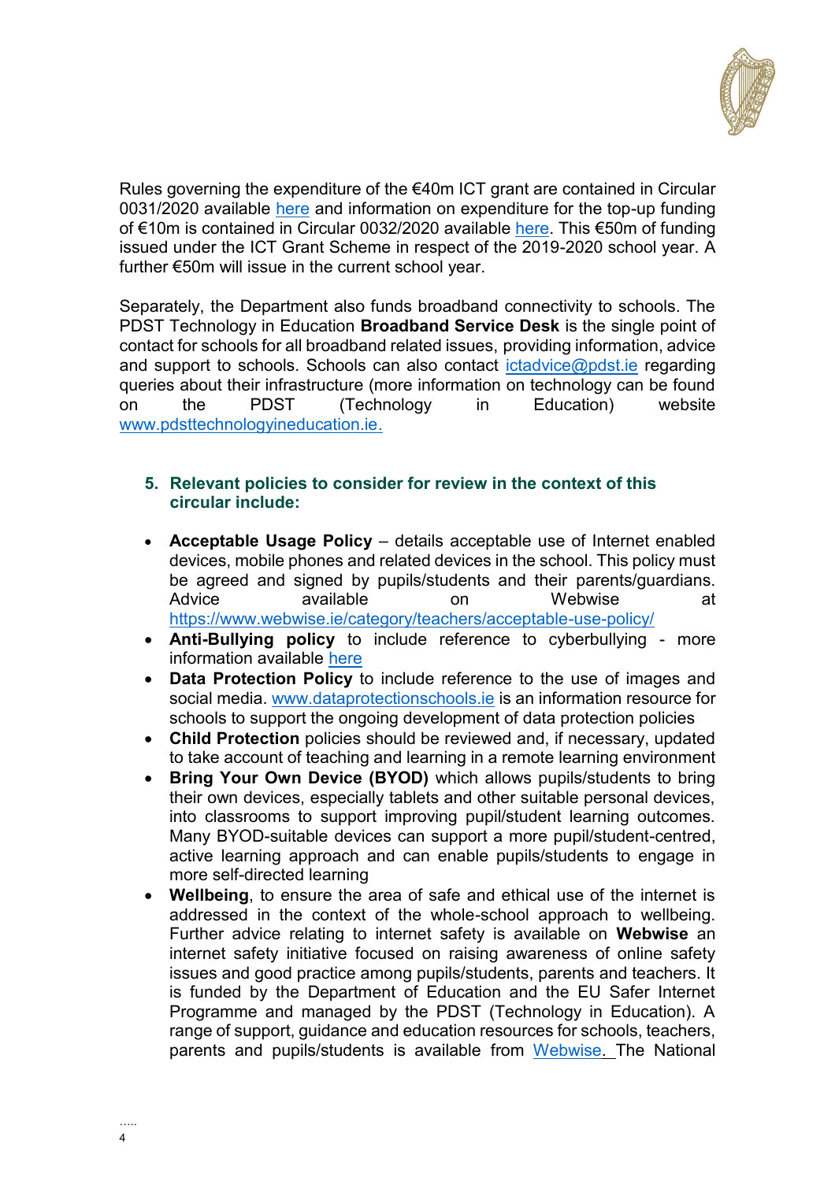Rules governing the expenditure of the €40m ICT grant are contained in Circular 0031/2020 available here and information on expenditure for the top-up funding of €10m is contained in Circular 0032/2020 available here. This €50m of funding issued under the ICT Grant Scheme in respect of the 2019-2020 school year. A further €50m will issue in the current school year.

Separately, the Department also funds broadband connectivity to schools. The PDST Technology in Education **Broadband Service Desk** is the single point of contact for schools for all broadband related issues, providing information, advice and support to schools. Schools can also contact ictadvice@pdst.ie regarding queries about their infrastructure (more information on technology can be found on the PDST (Technology in Education) website www.pdsttechnologyineducation.ie.

### 5. Relevant policies to consider for review in the context of this circular include:

- **Acceptable Usage Policy** – details acceptable use of Internet enabled devices, mobile phones and related devices in the school. This policy must be agreed and signed by pupils/students and their parents/guardians. Advice available on Webwise at https://www.webwise.ie/category/teachers/acceptable-use-policy/
- **Anti-Bullying policy** to include reference to cyberbullying - more information available here
- **Data Protection Policy** to include reference to the use of images and social media. www.dataprotectionschools.ie is an information resource for schools to support the ongoing development of data protection policies
- **Child Protection** policies should be reviewed and, if necessary, updated to take account of teaching and learning in a remote learning environment
- **Bring Your Own Device (BYOD)** which allows pupils/students to bring their own devices, especially tablets and other suitable personal devices, into classrooms to support improving pupil/student learning outcomes. Many BYOD-suitable devices can support a more pupil/student-centred, active learning approach and can enable pupils/students to engage in more self-directed learning
- **Wellbeing**, to ensure the area of safe and ethical use of the internet is addressed in the context of the whole-school approach to wellbeing. Further advice relating to internet safety is available on **Webwise** an internet safety initiative focused on raising awareness of online safety issues and good practice among pupils/students, parents and teachers. It is funded by the Department of Education and the EU Safer Internet Programme and managed by the PDST (Technology in Education). A range of support, guidance and education resources for schools, teachers, parents and pupils/students is available from Webwise. The National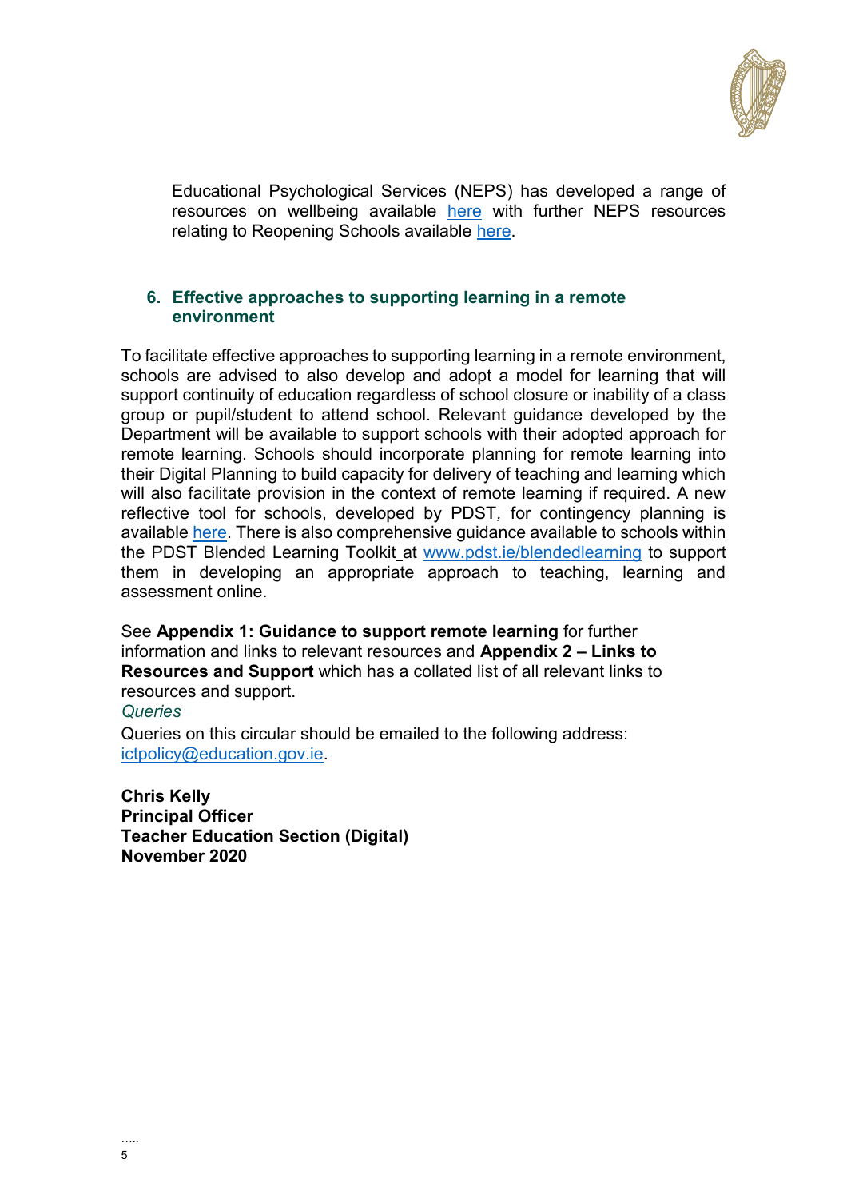Educational Psychological Services (NEPS) has developed a range of resources on wellbeing available here with further NEPS resources relating to Reopening Schools available here.

## 6. Effective approaches to supporting learning in a remote environment

To facilitate effective approaches to supporting learning in a remote environment, schools are advised to also develop and adopt a model for learning that will support continuity of education regardless of school closure or inability of a class group or pupil/student to attend school. Relevant guidance developed by the Department will be available to support schools with their adopted approach for remote learning. Schools should incorporate planning for remote learning into their Digital Planning to build capacity for delivery of teaching and learning which will also facilitate provision in the context of remote learning if required. A new reflective tool for schools, developed by PDST*,* for contingency planning is available here. There is also comprehensive guidance available to schools within the PDST Blended Learning Toolkit at www.pdst.ie/blendedlearning to support them in developing an appropriate approach to teaching, learning and assessment online.

See **Appendix 1: Guidance to support remote learning** for further information and links to relevant resources and **Appendix 2 – Links to Resources and Support** which has a collated list of all relevant links to resources and support.

*Queries*

Queries on this circular should be emailed to the following address: ictpolicy@education.gov.ie.

**Chris Kelly**
**Principal Officer**
**Teacher Education Section (Digital)**
**November 2020**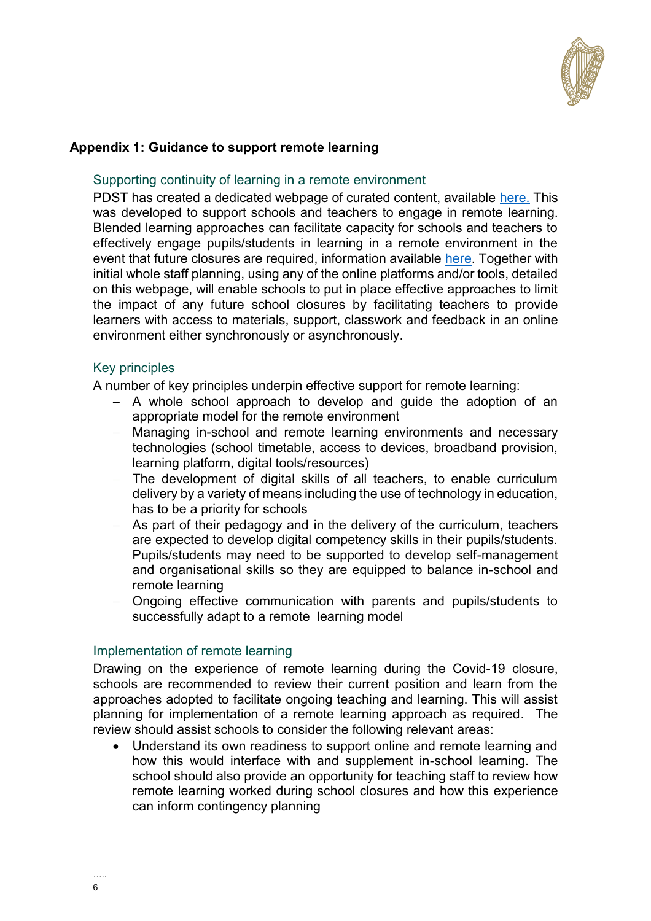## Appendix 1: Guidance to support remote learning

### Supporting continuity of learning in a remote environment

PDST has created a dedicated webpage of curated content, available here. This was developed to support schools and teachers to engage in remote learning. Blended learning approaches can facilitate capacity for schools and teachers to effectively engage pupils/students in learning in a remote environment in the event that future closures are required, information available here. Together with initial whole staff planning, using any of the online platforms and/or tools, detailed on this webpage, will enable schools to put in place effective approaches to limit the impact of any future school closures by facilitating teachers to provide learners with access to materials, support, classwork and feedback in an online environment either synchronously or asynchronously.

### Key principles

A number of key principles underpin effective support for remote learning:

- A whole school approach to develop and guide the adoption of an appropriate model for the remote environment
- Managing in-school and remote learning environments and necessary technologies (school timetable, access to devices, broadband provision, learning platform, digital tools/resources)
- The development of digital skills of all teachers, to enable curriculum delivery by a variety of means including the use of technology in education, has to be a priority for schools
- As part of their pedagogy and in the delivery of the curriculum, teachers are expected to develop digital competency skills in their pupils/students. Pupils/students may need to be supported to develop self-management and organisational skills so they are equipped to balance in-school and remote learning
- Ongoing effective communication with parents and pupils/students to successfully adapt to a remote learning model

### Implementation of remote learning

Drawing on the experience of remote learning during the Covid-19 closure, schools are recommended to review their current position and learn from the approaches adopted to facilitate ongoing teaching and learning. This will assist planning for implementation of a remote learning approach as required. The review should assist schools to consider the following relevant areas:

- Understand its own readiness to support online and remote learning and how this would interface with and supplement in-school learning. The school should also provide an opportunity for teaching staff to review how remote learning worked during school closures and how this experience can inform contingency planning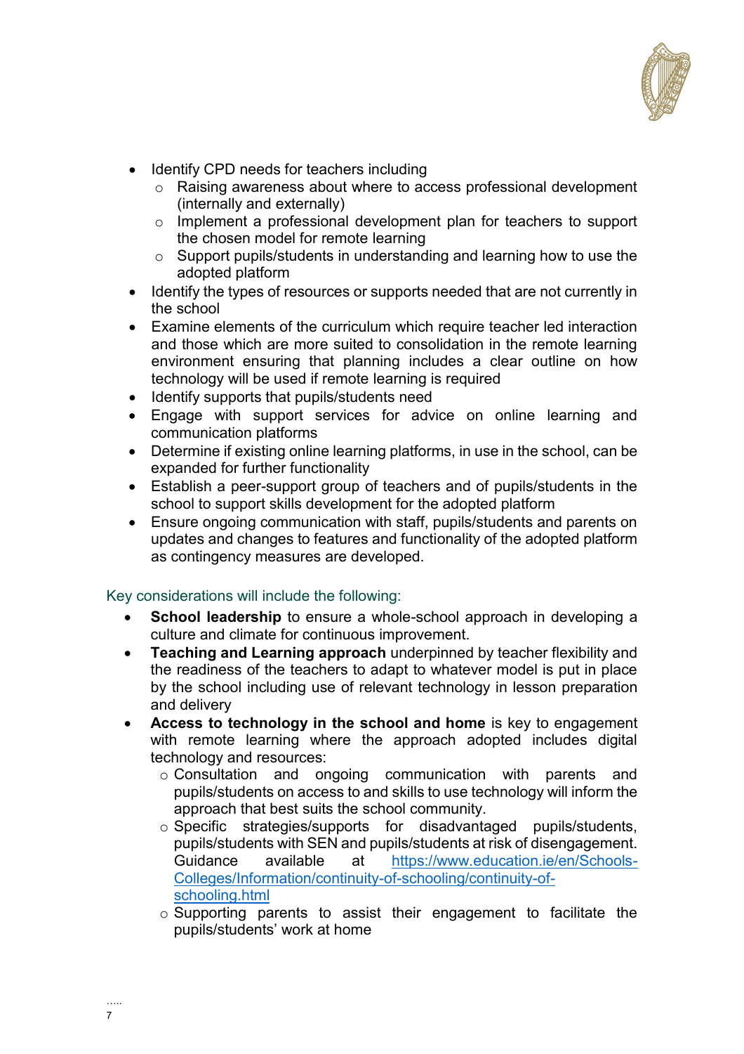- Identify CPD needs for teachers including
  - Raising awareness about where to access professional development (internally and externally)
  - Implement a professional development plan for teachers to support the chosen model for remote learning
  - Support pupils/students in understanding and learning how to use the adopted platform
- Identify the types of resources or supports needed that are not currently in the school
- Examine elements of the curriculum which require teacher led interaction and those which are more suited to consolidation in the remote learning environment ensuring that planning includes a clear outline on how technology will be used if remote learning is required
- Identify supports that pupils/students need
- Engage with support services for advice on online learning and communication platforms
- Determine if existing online learning platforms, in use in the school, can be expanded for further functionality
- Establish a peer-support group of teachers and of pupils/students in the school to support skills development for the adopted platform
- Ensure ongoing communication with staff, pupils/students and parents on updates and changes to features and functionality of the adopted platform as contingency measures are developed.

Key considerations will include the following:

- **School leadership** to ensure a whole-school approach in developing a culture and climate for continuous improvement.
- **Teaching and Learning approach** underpinned by teacher flexibility and the readiness of the teachers to adapt to whatever model is put in place by the school including use of relevant technology in lesson preparation and delivery
- **Access to technology in the school and home** is key to engagement with remote learning where the approach adopted includes digital technology and resources:
  - Consultation and ongoing communication with parents and pupils/students on access to and skills to use technology will inform the approach that best suits the school community.
  - Specific strategies/supports for disadvantaged pupils/students, pupils/students with SEN and pupils/students at risk of disengagement. Guidance available at https://www.education.ie/en/Schools-Colleges/Information/continuity-of-schooling/continuity-of-schooling.html
  - Supporting parents to assist their engagement to facilitate the pupils/students' work at home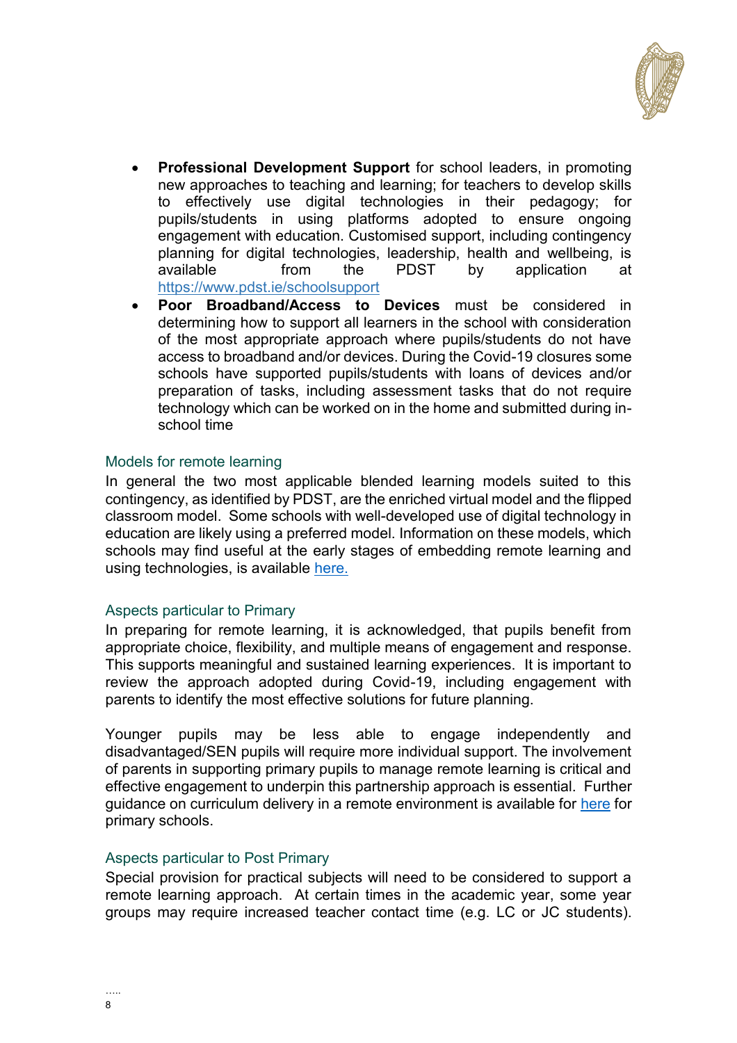- **Professional Development Support** for school leaders, in promoting new approaches to teaching and learning; for teachers to develop skills to effectively use digital technologies in their pedagogy; for pupils/students in using platforms adopted to ensure ongoing engagement with education. Customised support, including contingency planning for digital technologies, leadership, health and wellbeing, is available from the PDST by application at https://www.pdst.ie/schoolsupport
- **Poor Broadband/Access to Devices** must be considered in determining how to support all learners in the school with consideration of the most appropriate approach where pupils/students do not have access to broadband and/or devices. During the Covid-19 closures some schools have supported pupils/students with loans of devices and/or preparation of tasks, including assessment tasks that do not require technology which can be worked on in the home and submitted during in-school time

### Models for remote learning

In general the two most applicable blended learning models suited to this contingency, as identified by PDST, are the enriched virtual model and the flipped classroom model. Some schools with well-developed use of digital technology in education are likely using a preferred model. Information on these models, which schools may find useful at the early stages of embedding remote learning and using technologies, is available here.

### Aspects particular to Primary

In preparing for remote learning, it is acknowledged, that pupils benefit from appropriate choice, flexibility, and multiple means of engagement and response. This supports meaningful and sustained learning experiences. It is important to review the approach adopted during Covid-19, including engagement with parents to identify the most effective solutions for future planning.

Younger pupils may be less able to engage independently and disadvantaged/SEN pupils will require more individual support. The involvement of parents in supporting primary pupils to manage remote learning is critical and effective engagement to underpin this partnership approach is essential. Further guidance on curriculum delivery in a remote environment is available for here for primary schools.

### Aspects particular to Post Primary

Special provision for practical subjects will need to be considered to support a remote learning approach. At certain times in the academic year, some year groups may require increased teacher contact time (e.g. LC or JC students).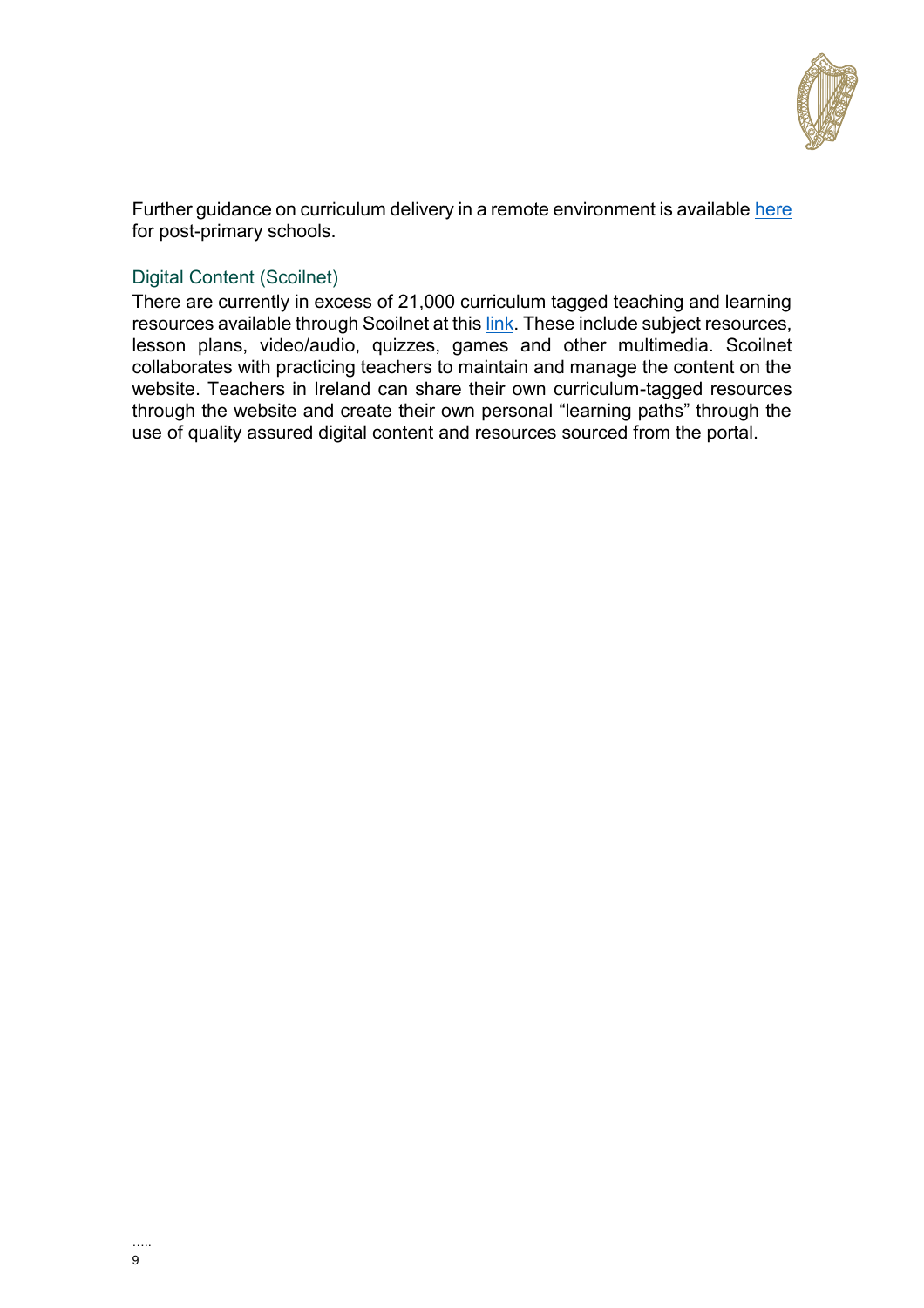Further guidance on curriculum delivery in a remote environment is available here for post-primary schools.

### Digital Content (Scoilnet)

There are currently in excess of 21,000 curriculum tagged teaching and learning resources available through Scoilnet at this link. These include subject resources, lesson plans, video/audio, quizzes, games and other multimedia. Scoilnet collaborates with practicing teachers to maintain and manage the content on the website. Teachers in Ireland can share their own curriculum-tagged resources through the website and create their own personal "learning paths" through the use of quality assured digital content and resources sourced from the portal.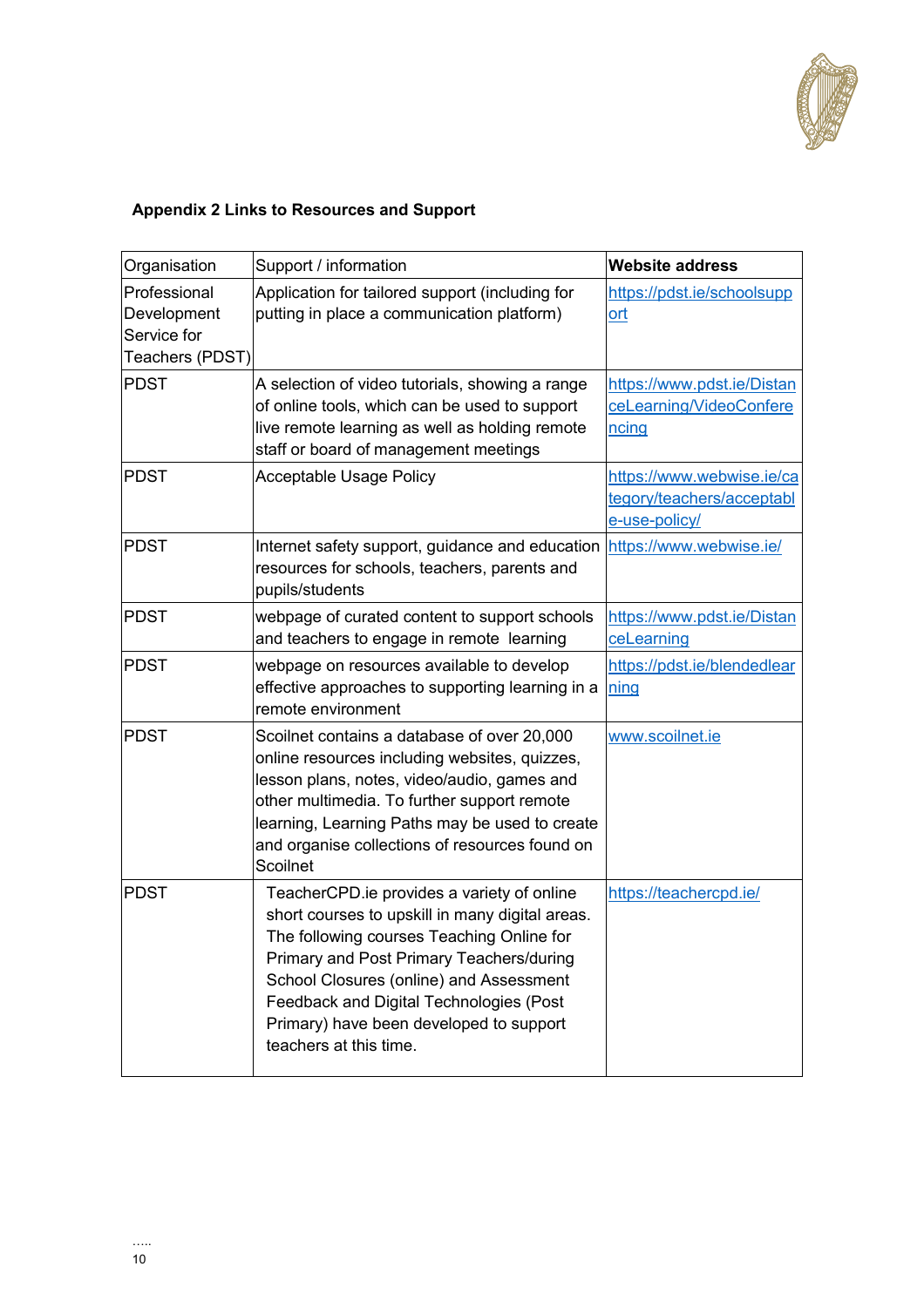**Appendix 2 Links to Resources and Support**

| Organisation | Support / information | **Website address** |
| --- | --- | --- |
| Professional Development Service for Teachers (PDST) | Application for tailored support (including for putting in place a communication platform) | https://pdst.ie/schoolsupport |
| PDST | A selection of video tutorials, showing a range of online tools, which can be used to support live remote learning as well as holding remote staff or board of management meetings | https://www.pdst.ie/DistanceLearning/VideoConferencing |
| PDST | Acceptable Usage Policy | https://www.webwise.ie/category/teachers/acceptable-use-policy/ |
| PDST | Internet safety support, guidance and education resources for schools, teachers, parents and pupils/students | https://www.webwise.ie/ |
| PDST | webpage of curated content to support schools and teachers to engage in remote learning | https://www.pdst.ie/DistanceLearning |
| PDST | webpage on resources available to develop effective approaches to supporting learning in a remote environment | https://pdst.ie/blendedlearning |
| PDST | Scoilnet contains a database of over 20,000 online resources including websites, quizzes, lesson plans, notes, video/audio, games and other multimedia. To further support remote learning, Learning Paths may be used to create and organise collections of resources found on Scoilnet | www.scoilnet.ie |
| PDST | TeacherCPD.ie provides a variety of online short courses to upskill in many digital areas. The following courses Teaching Online for Primary and Post Primary Teachers/during School Closures (online) and Assessment Feedback and Digital Technologies (Post Primary) have been developed to support teachers at this time. | https://teachercpd.ie/ |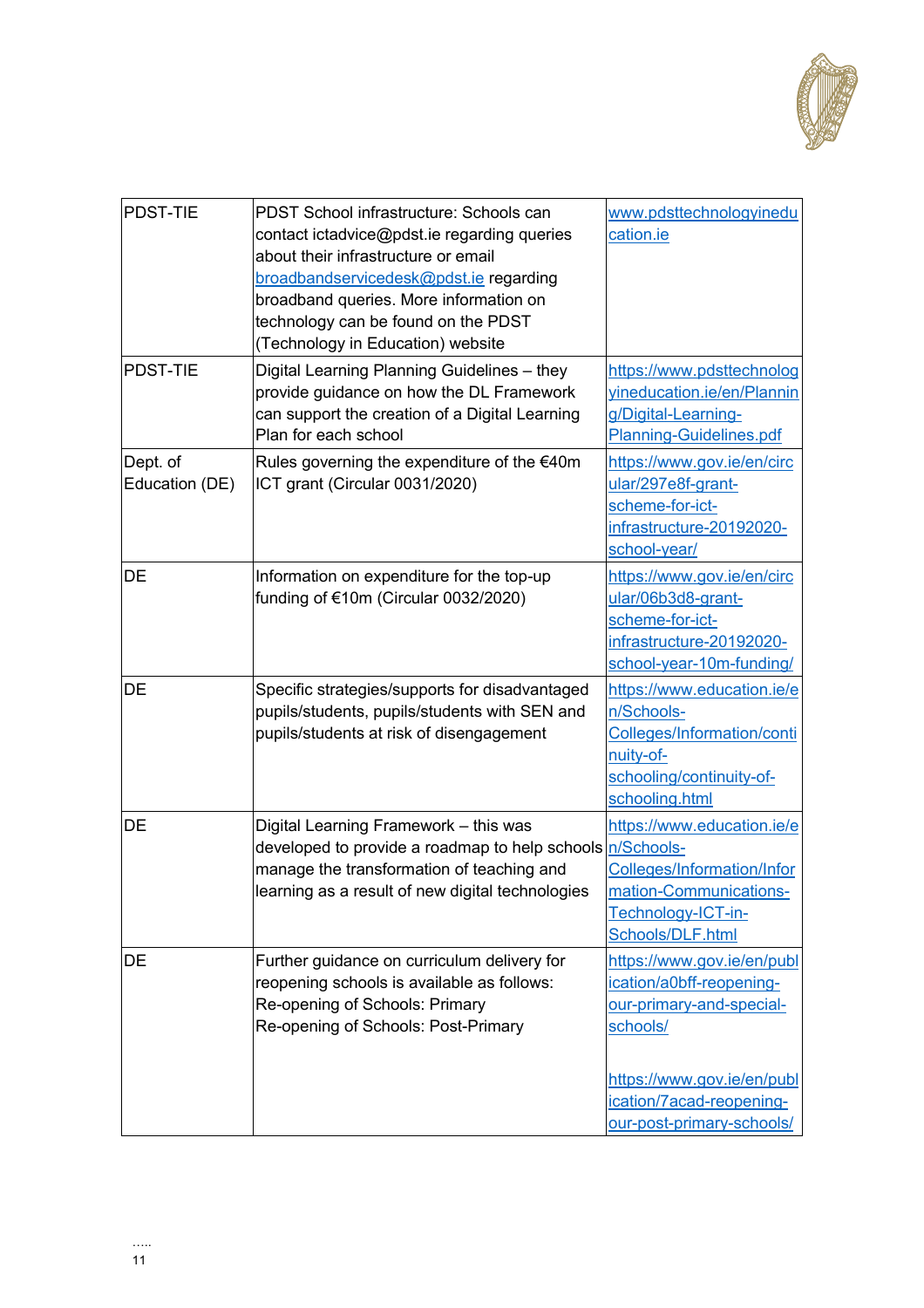| | | |
|---|---|---|
| PDST-TIE | PDST School infrastructure: Schools can contact ictadvice@pdst.ie regarding queries about their infrastructure or email broadbandservicedesk@pdst.ie regarding broadband queries. More information on technology can be found on the PDST (Technology in Education) website | www.pdsttechnologyineducation.ie |
| PDST-TIE | Digital Learning Planning Guidelines – they provide guidance on how the DL Framework can support the creation of a Digital Learning Plan for each school | https://www.pdsttechnologyineducation.ie/en/Planning/Digital-Learning-Planning-Guidelines.pdf |
| Dept. of Education (DE) | Rules governing the expenditure of the €40m ICT grant (Circular 0031/2020) | https://www.gov.ie/en/circular/297e8f-grant-scheme-for-ict-infrastructure-20192020-school-year/ |
| DE | Information on expenditure for the top-up funding of €10m (Circular 0032/2020) | https://www.gov.ie/en/circular/06b3d8-grant-scheme-for-ict-infrastructure-20192020-school-year-10m-funding/ |
| DE | Specific strategies/supports for disadvantaged pupils/students, pupils/students with SEN and pupils/students at risk of disengagement | https://www.education.ie/en/Schools-Colleges/Information/continuity-of-schooling/continuity-of-schooling.html |
| DE | Digital Learning Framework – this was developed to provide a roadmap to help schools manage the transformation of teaching and learning as a result of new digital technologies | https://www.education.ie/en/Schools-Colleges/Information/Information-Communications-Technology-ICT-in-Schools/DLF.html |
| DE | Further guidance on curriculum delivery for reopening schools is available as follows:<br>Re-opening of Schools: Primary<br>Re-opening of Schools: Post-Primary | https://www.gov.ie/en/publication/a0bff-reopening-our-primary-and-special-schools/<br><br>https://www.gov.ie/en/publication/7acad-reopening-our-post-primary-schools/ |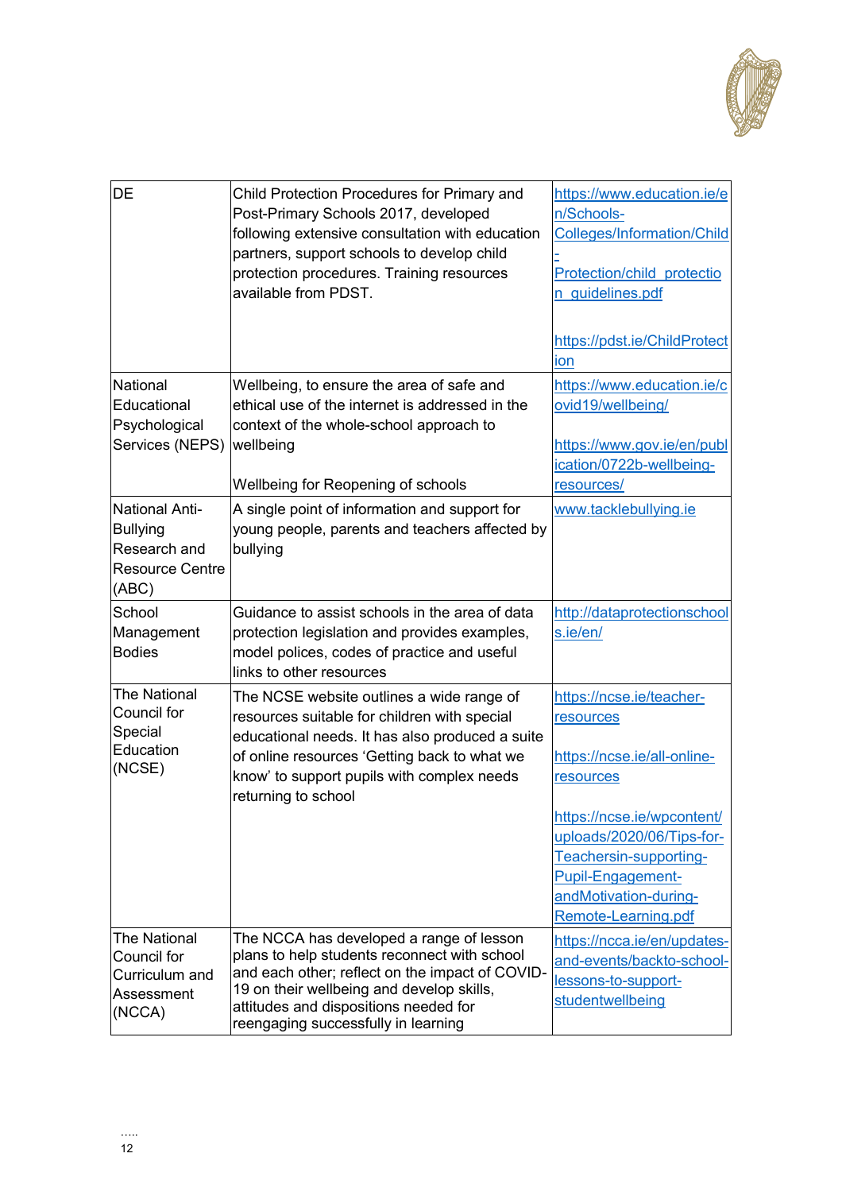| | | |
|---|---|---|
| DE | Child Protection Procedures for Primary and Post-Primary Schools 2017, developed following extensive consultation with education partners, support schools to develop child protection procedures. Training resources available from PDST. | https://www.education.ie/en/Schools-Colleges/Information/Child-Protection/child_protection_guidelines.pdf<br><br>https://pdst.ie/ChildProtection |
| National Educational Psychological Services (NEPS) | Wellbeing, to ensure the area of safe and ethical use of the internet is addressed in the context of the whole-school approach to wellbeing<br><br>Wellbeing for Reopening of schools | https://www.education.ie/covid19/wellbeing/<br><br>https://www.gov.ie/en/publication/0722b-wellbeing-resources/ |
| National Anti-Bullying Research and Resource Centre (ABC) | A single point of information and support for young people, parents and teachers affected by bullying | www.tacklebullying.ie |
| School Management Bodies | Guidance to assist schools in the area of data protection legislation and provides examples, model polices, codes of practice and useful links to other resources | http://dataprotectionschools.ie/en/ |
| The National Council for Special Education (NCSE) | The NCSE website outlines a wide range of resources suitable for children with special educational needs. It has also produced a suite of online resources 'Getting back to what we know' to support pupils with complex needs returning to school | https://ncse.ie/teacher-resources<br><br>https://ncse.ie/all-online-resources<br><br>https://ncse.ie/wpcontent/uploads/2020/06/Tips-for-Teachersin-supporting-Pupil-Engagement-andMotivation-during-Remote-Learning.pdf |
| The National Council for Curriculum and Assessment (NCCA) | The NCCA has developed a range of lesson plans to help students reconnect with school and each other; reflect on the impact of COVID-19 on their wellbeing and develop skills, attitudes and dispositions needed for reengaging successfully in learning | https://ncca.ie/en/updates-and-events/backto-school-lessons-to-support-studentwellbeing |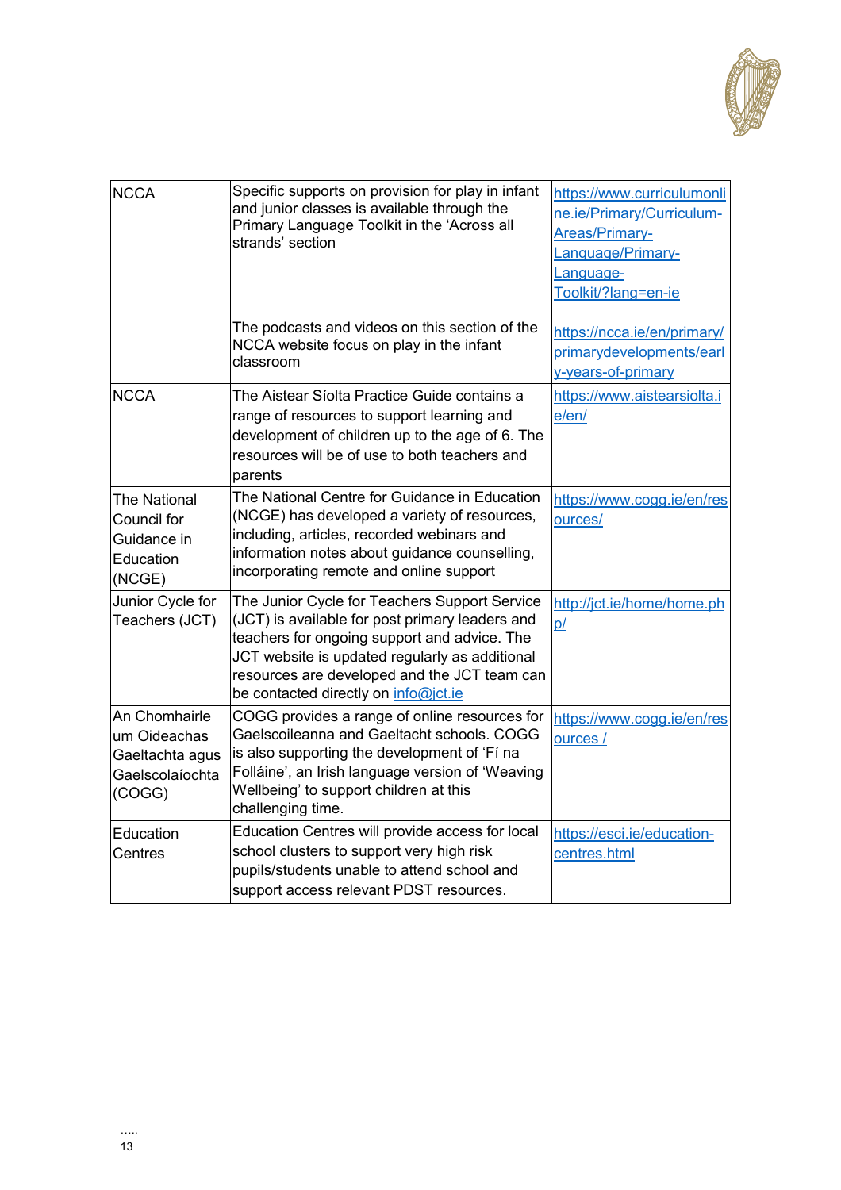| | | |
|---|---|---|
| NCCA | Specific supports on provision for play in infant and junior classes is available through the Primary Language Toolkit in the 'Across all strands' section<br><br>The podcasts and videos on this section of the NCCA website focus on play in the infant classroom | https://www.curriculumonline.ie/Primary/Curriculum-Areas/Primary-Language/Primary-Language-Toolkit/?lang=en-ie<br><br>https://ncca.ie/en/primary/primarydevelopments/early-years-of-primary |
| NCCA | The Aistear Síolta Practice Guide contains a range of resources to support learning and development of children up to the age of 6. The resources will be of use to both teachers and parents | https://www.aistearsiolta.ie/en/ |
| The National Council for Guidance in Education (NCGE) | The National Centre for Guidance in Education (NCGE) has developed a variety of resources, including, articles, recorded webinars and information notes about guidance counselling, incorporating remote and online support | https://www.cogg.ie/en/resources/ |
| Junior Cycle for Teachers (JCT) | The Junior Cycle for Teachers Support Service (JCT) is available for post primary leaders and teachers for ongoing support and advice. The JCT website is updated regularly as additional resources are developed and the JCT team can be contacted directly on info@jct.ie | http://jct.ie/home/home.php/ |
| An Chomhairle um Oideachas Gaeltachta agus Gaelscolaíochta (COGG) | COGG provides a range of online resources for Gaelscoileanna and Gaeltacht schools. COGG is also supporting the development of 'Fí na Folláine', an Irish language version of 'Weaving Wellbeing' to support children at this challenging time. | https://www.cogg.ie/en/resources / |
| Education Centres | Education Centres will provide access for local school clusters to support very high risk pupils/students unable to attend school and support access relevant PDST resources. | https://esci.ie/education-centres.html |